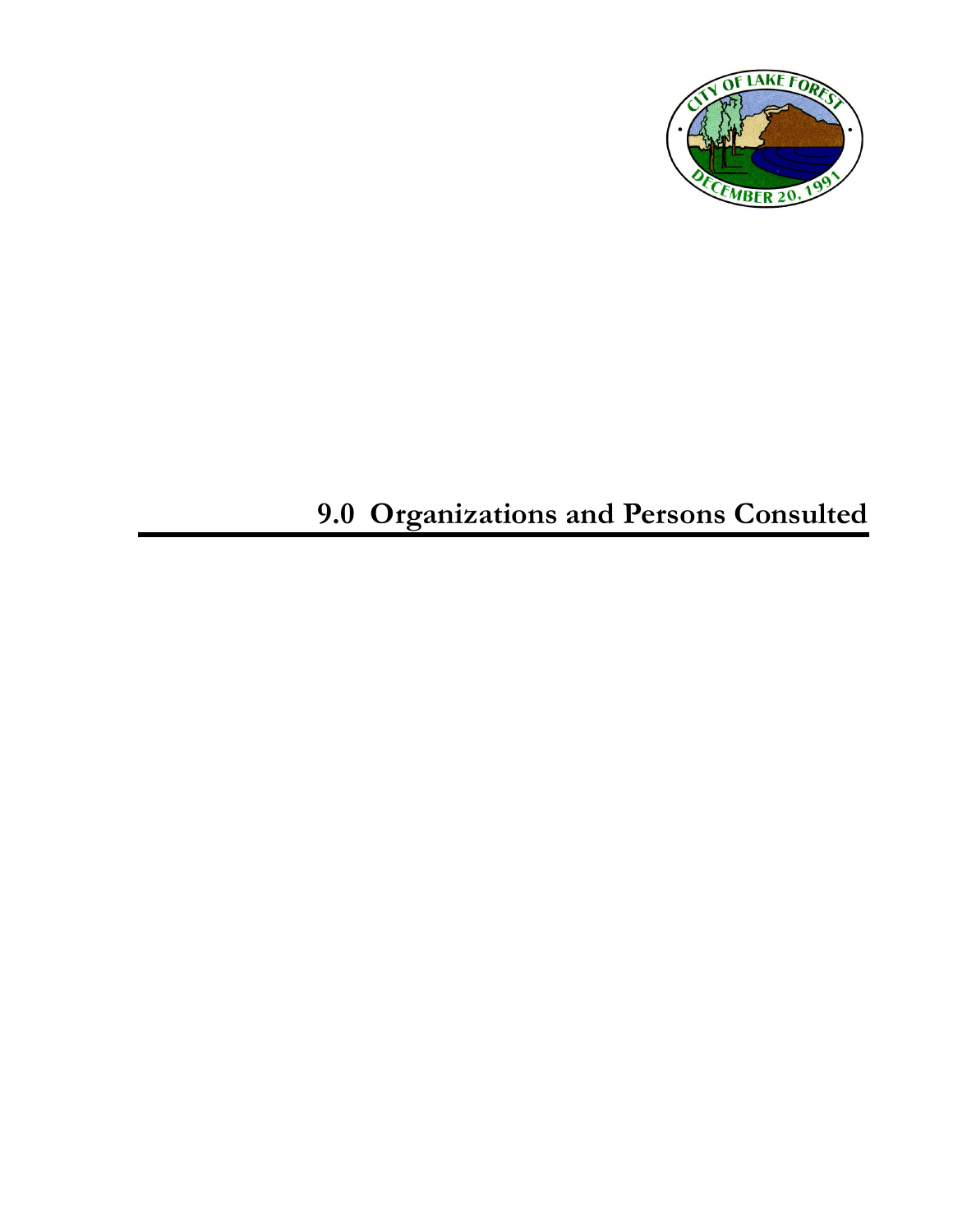# 9.0 Organizations and Persons Consulted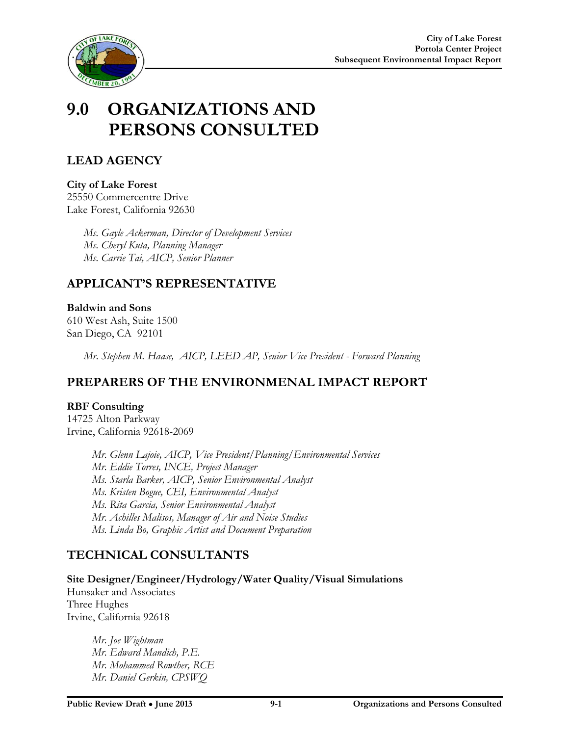# 9.0 ORGANIZATIONS AND PERSONS CONSULTED

## LEAD AGENCY

**City of Lake Forest**
25550 Commercentre Drive
Lake Forest, California 92630

*Ms. Gayle Ackerman, Director of Development Services*
*Ms. Cheryl Kuta, Planning Manager*
*Ms. Carrie Tai, AICP, Senior Planner*

## APPLICANT'S REPRESENTATIVE

**Baldwin and Sons**
610 West Ash, Suite 1500
San Diego, CA 92101

*Mr. Stephen M. Haase, AICP, LEED AP, Senior Vice President - Forward Planning*

## PREPARERS OF THE ENVIRONMENAL IMPACT REPORT

**RBF Consulting**
14725 Alton Parkway
Irvine, California 92618-2069

*Mr. Glenn Lajoie, AICP, Vice President/Planning/Environmental Services*
*Mr. Eddie Torres, INCE, Project Manager*
*Ms. Starla Barker, AICP, Senior Environmental Analyst*
*Ms. Kristen Bogue, CEI, Environmental Analyst*
*Ms. Rita Garcia, Senior Environmental Analyst*
*Mr. Achilles Malisos, Manager of Air and Noise Studies*
*Ms. Linda Bo, Graphic Artist and Document Preparation*

## TECHNICAL CONSULTANTS

**Site Designer/Engineer/Hydrology/Water Quality/Visual Simulations**
Hunsaker and Associates
Three Hughes
Irvine, California 92618

*Mr. Joe Wightman*
*Mr. Edward Mandich, P.E.*
*Mr. Mohammed Rowther, RCE*
*Mr. Daniel Gerkin, CPSWQ*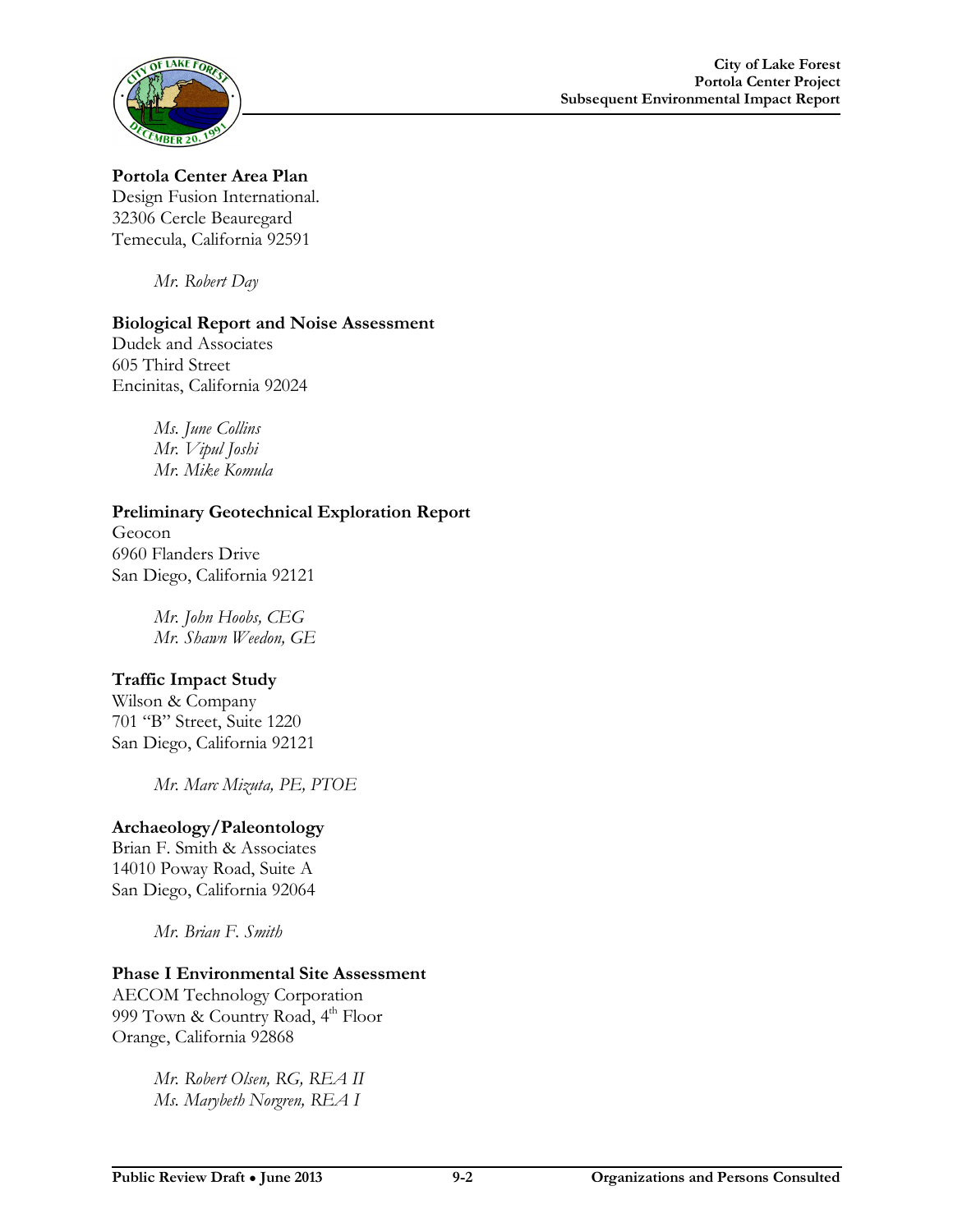**Portola Center Area Plan**
Design Fusion International.
32306 Cercle Beauregard
Temecula, California 92591

*Mr. Robert Day*

**Biological Report and Noise Assessment**
Dudek and Associates
605 Third Street
Encinitas, California 92024

*Ms. June Collins*
*Mr. Vipul Joshi*
*Mr. Mike Komula*

**Preliminary Geotechnical Exploration Report**
Geocon
6960 Flanders Drive
San Diego, California 92121

*Mr. John Hoobs, CEG*
*Mr. Shawn Weedon, GE*

**Traffic Impact Study**
Wilson & Company
701 "B" Street, Suite 1220
San Diego, California 92121

*Mr. Marc Mizuta, PE, PTOE*

**Archaeology/Paleontology**
Brian F. Smith & Associates
14010 Poway Road, Suite A
San Diego, California 92064

*Mr. Brian F. Smith*

**Phase I Environmental Site Assessment**
AECOM Technology Corporation
999 Town & Country Road, 4th Floor
Orange, California 92868

*Mr. Robert Olsen, RG, REA II*
*Ms. Marybeth Norgren, REA I*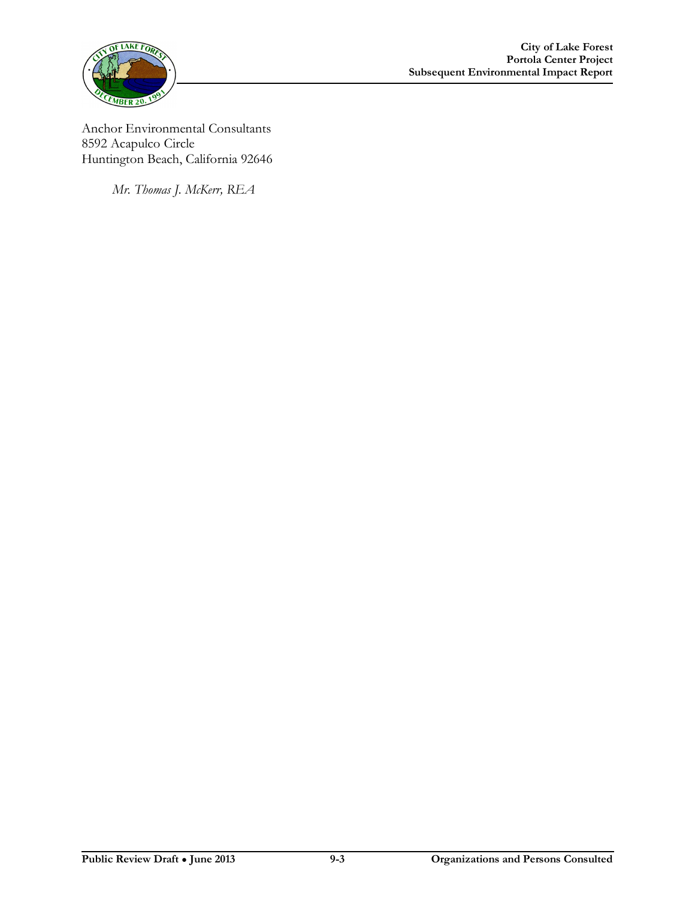Anchor Environmental Consultants
8592 Acapulco Circle
Huntington Beach, California 92646

*Mr. Thomas J. McKerr, REA*